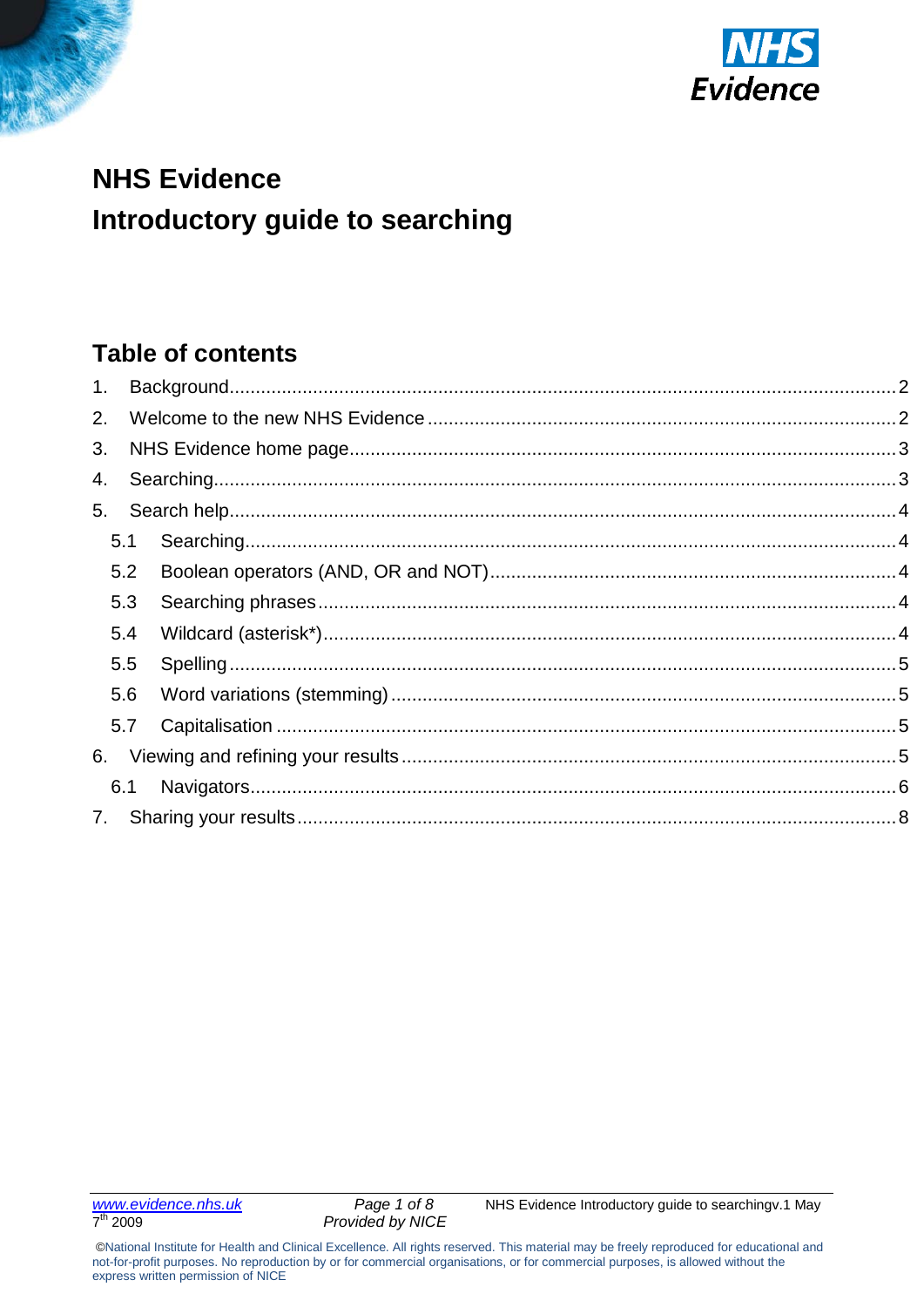# NHS Evidence

# Introductory guide to searching

## Table of contents

1. Background.......2
2. Welcome to the new NHS Evidence.......2
3. NHS Evidence home page.......3
4. Searching.......3
5. Search help.......4
   - 5.1 Searching.......4
   - 5.2 Boolean operators (AND, OR and NOT).......4
   - 5.3 Searching phrases.......4
   - 5.4 Wildcard (asterisk*).......4
   - 5.5 Spelling.......5
   - 5.6 Word variations (stemming).......5
   - 5.7 Capitalisation.......5
6. Viewing and refining your results.......5
   - 6.1 Navigators.......6
7. Sharing your results.......8

©National Institute for Health and Clinical Excellence. All rights reserved. This material may be freely reproduced for educational and not-for-profit purposes. No reproduction by or for commercial organisations, or for commercial purposes, is allowed without the express written permission of NICE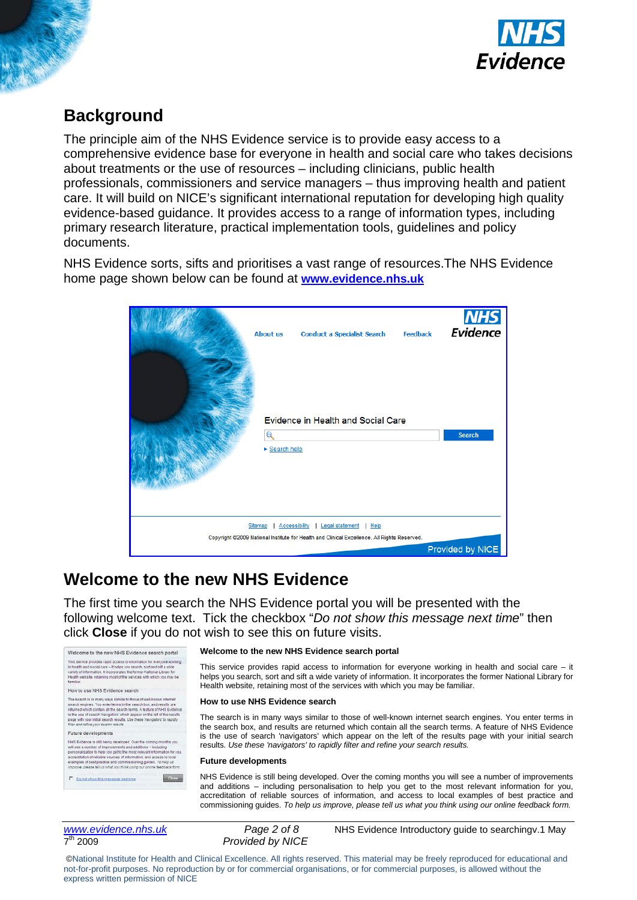## Background

The principle aim of the NHS Evidence service is to provide easy access to a comprehensive evidence base for everyone in health and social care who takes decisions about treatments or the use of resources – including clinicians, public health professionals, commissioners and service managers – thus improving health and patient care. It will build on NICE's significant international reputation for developing high quality evidence-based guidance. It provides access to a range of information types, including primary research literature, practical implementation tools, guidelines and policy documents.

NHS Evidence sorts, sifts and prioritises a vast range of resources.The NHS Evidence home page shown below can be found at **www.evidence.nhs.uk**

## Welcome to the new NHS Evidence

The first time you search the NHS Evidence portal you will be presented with the following welcome text. Tick the checkbox "*Do not show this message next time*" then click **Close** if you do not wish to see this on future visits.

**Welcome to the new NHS Evidence search portal**

This service provides rapid access to information for everyone working in health and social care – it helps you search, sort and sift a wide variety of information. It incorporates the former National Library for Health website, retaining most of the services with which you may be familiar.

**How to use NHS Evidence search**

The search is in many ways similar to those of well-known internet search engines. You enter terms in the search box, and results are returned which contain all the search terms. A feature of NHS Evidence is the use of search 'navigators' which appear on the left of the results page with your initial search results. *Use these 'navigators' to rapidly filter and refine your search results.*

**Future developments**

NHS Evidence is still being developed. Over the coming months you will see a number of improvements and additions – including personalisation to help you get to the most relevant information for you, accreditation of reliable sources of information, and access to local examples of best practice and commissioning guides. *To help us improve, please tell us what you think using our online feedback form.*

©National Institute for Health and Clinical Excellence. All rights reserved. This material may be freely reproduced for educational and not-for-profit purposes. No reproduction by or for commercial organisations, or for commercial purposes, is allowed without the express written permission of NICE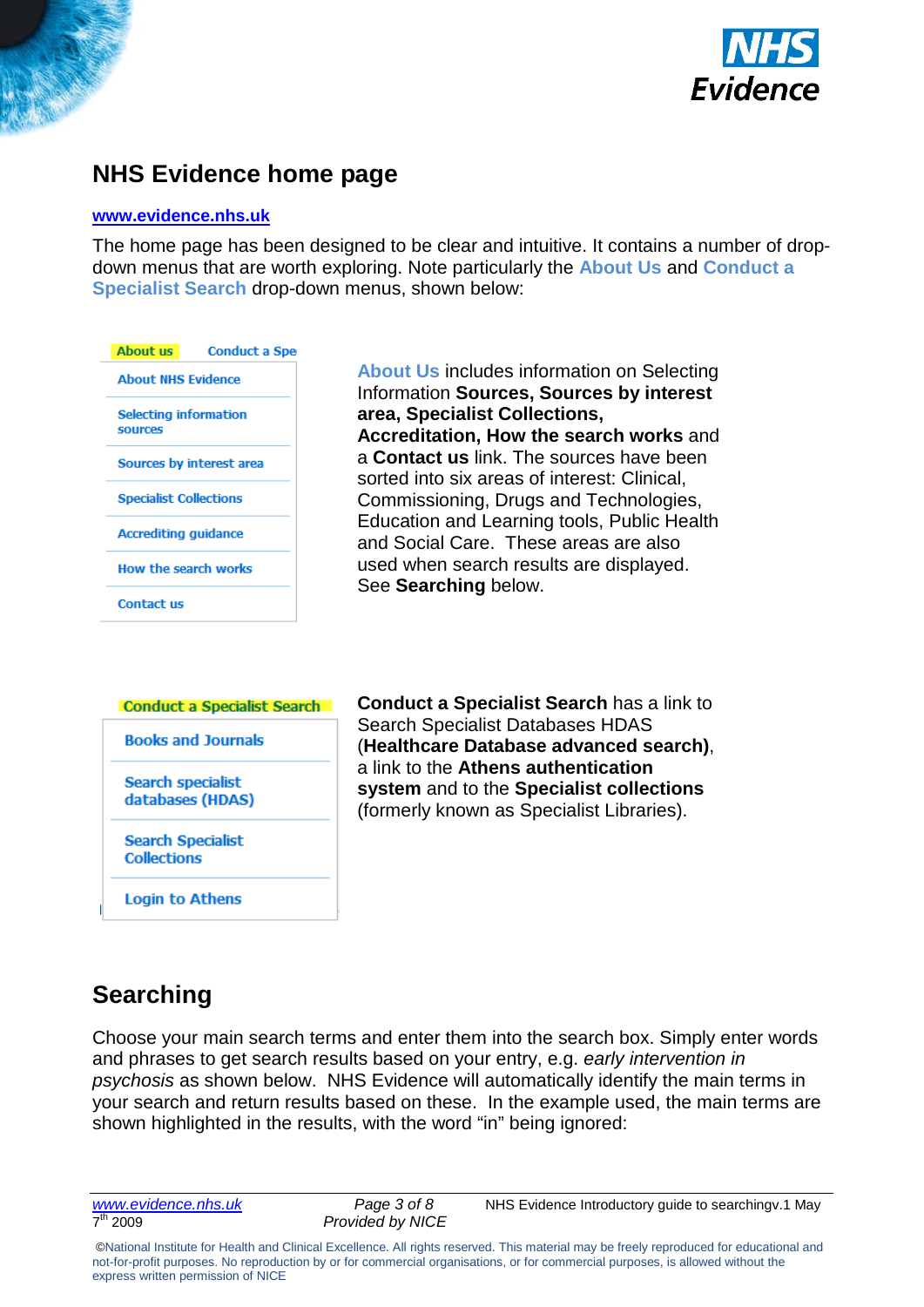## NHS Evidence home page

[www.evidence.nhs.uk](http://www.evidence.nhs.uk)

The home page has been designed to be clear and intuitive. It contains a number of drop-down menus that are worth exploring. Note particularly the **About Us** and **Conduct a Specialist Search** drop-down menus, shown below:

About us | Conduct a Spe

- About NHS Evidence
- Selecting information sources
- Sources by interest area
- Specialist Collections
- Accrediting guidance
- How the search works
- Contact us

**About Us** includes information on Selecting Information **Sources, Sources by interest area, Specialist Collections, Accreditation, How the search works** and a **Contact us** link. The sources have been sorted into six areas of interest: Clinical, Commissioning, Drugs and Technologies, Education and Learning tools, Public Health and Social Care. These areas are also used when search results are displayed. See **Searching** below.

Conduct a Specialist Search

- Books and Journals
- Search specialist databases (HDAS)
- Search Specialist Collections
- Login to Athens

**Conduct a Specialist Search** has a link to Search Specialist Databases HDAS (**Healthcare Database advanced search)**, a link to the **Athens authentication system** and to the **Specialist collections** (formerly known as Specialist Libraries).

## Searching

Choose your main search terms and enter them into the search box. Simply enter words and phrases to get search results based on your entry, e.g. *early intervention in psychosis* as shown below. NHS Evidence will automatically identify the main terms in your search and return results based on these. In the example used, the main terms are shown highlighted in the results, with the word "in" being ignored: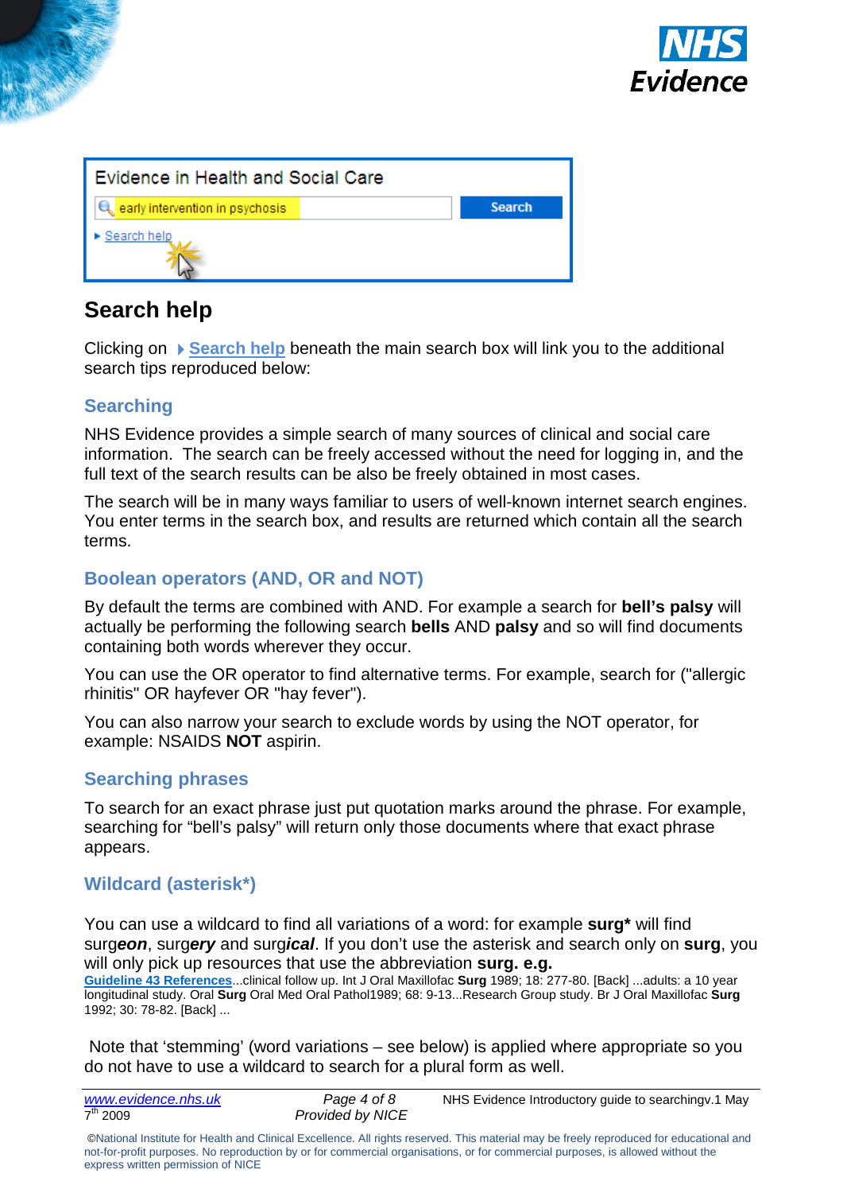Evidence in Health and Social Care

early intervention in psychosis | Search

Search help

## Search help

Clicking on Search help beneath the main search box will link you to the additional search tips reproduced below:

### Searching

NHS Evidence provides a simple search of many sources of clinical and social care information. The search can be freely accessed without the need for logging in, and the full text of the search results can be also be freely obtained in most cases.

The search will be in many ways familiar to users of well-known internet search engines. You enter terms in the search box, and results are returned which contain all the search terms.

### Boolean operators (AND, OR and NOT)

By default the terms are combined with AND. For example a search for **bell's palsy** will actually be performing the following search **bells** AND **palsy** and so will find documents containing both words wherever they occur.

You can use the OR operator to find alternative terms. For example, search for ("allergic rhinitis" OR hayfever OR "hay fever").

You can also narrow your search to exclude words by using the NOT operator, for example: NSAIDS **NOT** aspirin.

### Searching phrases

To search for an exact phrase just put quotation marks around the phrase. For example, searching for "bell's palsy" will return only those documents where that exact phrase appears.

### Wildcard (asterisk*)

You can use a wildcard to find all variations of a word: for example **surg*** will find surg***eon***, surg***ery*** and surg***ical***. If you don't use the asterisk and search only on **surg**, you will only pick up resources that use the abbreviation **surg. e.g.**

**Guideline 43 References**...clinical follow up. Int J Oral Maxillofac **Surg** 1989; 18: 277-80. [Back] ...adults: a 10 year longitudinal study. Oral **Surg** Oral Med Oral Pathol1989; 68: 9-13...Research Group study. Br J Oral Maxillofac **Surg** 1992; 30: 78-82. [Back] ...

Note that 'stemming' (word variations – see below) is applied where appropriate so you do not have to use a wildcard to search for a plural form as well.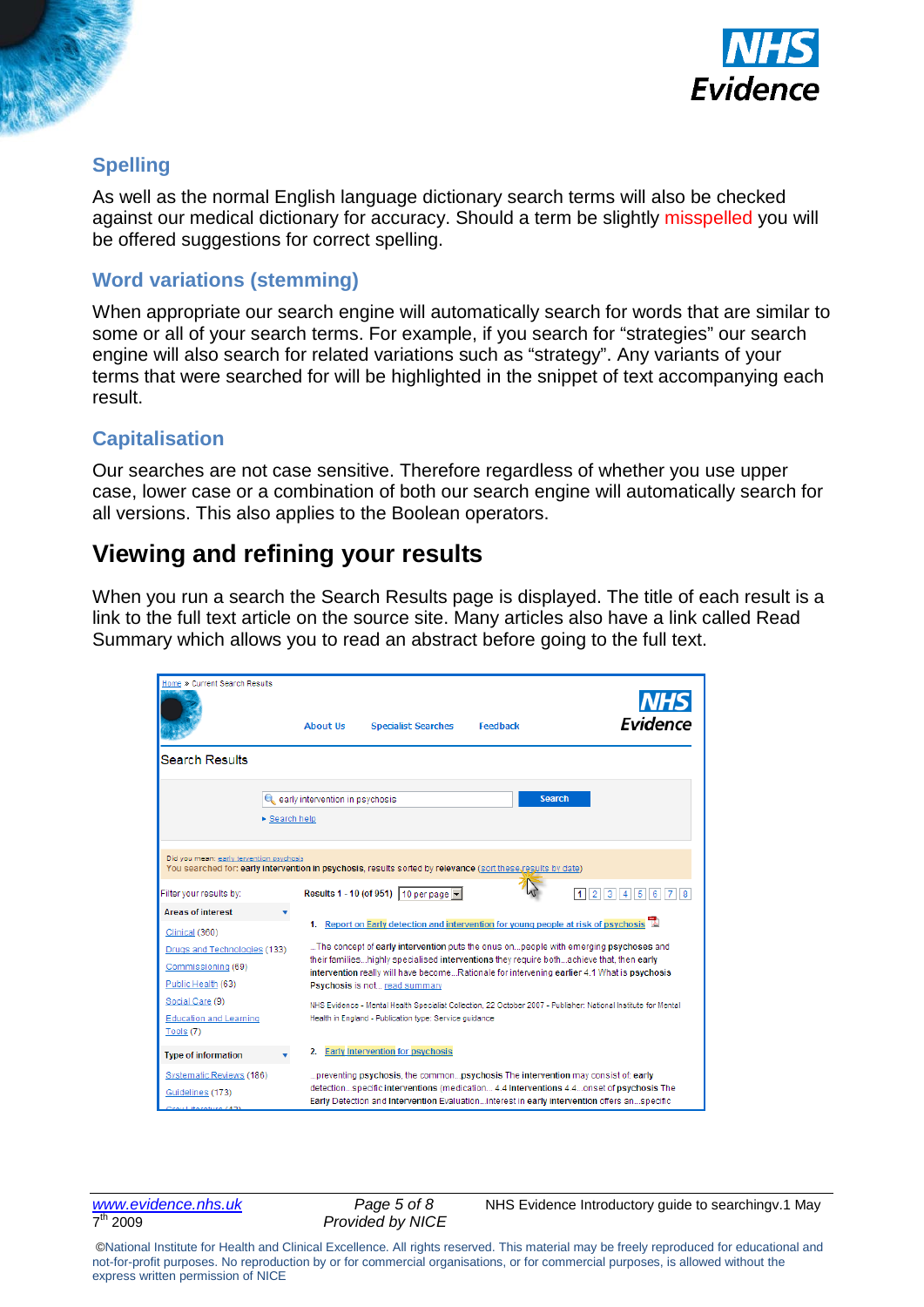## Spelling

As well as the normal English language dictionary search terms will also be checked against our medical dictionary for accuracy. Should a term be slightly misspelled you will be offered suggestions for correct spelling.

## Word variations (stemming)

When appropriate our search engine will automatically search for words that are similar to some or all of your search terms. For example, if you search for “strategies” our search engine will also search for related variations such as “strategy”. Any variants of your terms that were searched for will be highlighted in the snippet of text accompanying each result.

## Capitalisation

Our searches are not case sensitive. Therefore regardless of whether you use upper case, lower case or a combination of both our search engine will automatically search for all versions. This also applies to the Boolean operators.

# Viewing and refining your results

When you run a search the Search Results page is displayed. The title of each result is a link to the full text article on the source site. Many articles also have a link called Read Summary which allows you to read an abstract before going to the full text.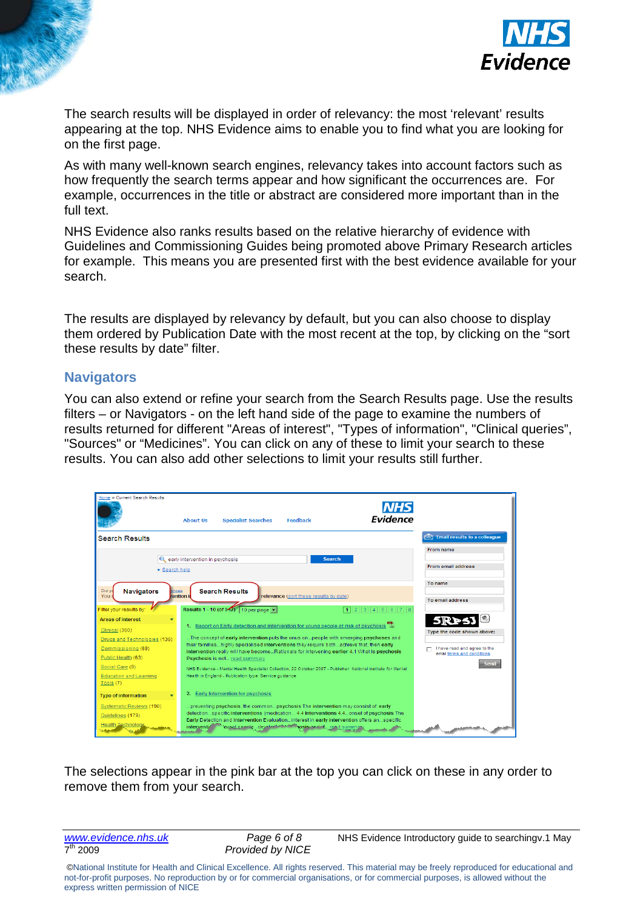The search results will be displayed in order of relevancy: the most 'relevant' results appearing at the top. NHS Evidence aims to enable you to find what you are looking for on the first page.

As with many well-known search engines, relevancy takes into account factors such as how frequently the search terms appear and how significant the occurrences are. For example, occurrences in the title or abstract are considered more important than in the full text.

NHS Evidence also ranks results based on the relative hierarchy of evidence with Guidelines and Commissioning Guides being promoted above Primary Research articles for example. This means you are presented first with the best evidence available for your search.

The results are displayed by relevancy by default, but you can also choose to display them ordered by Publication Date with the most recent at the top, by clicking on the "sort these results by date" filter.

## Navigators

You can also extend or refine your search from the Search Results page. Use the results filters – or Navigators - on the left hand side of the page to examine the numbers of results returned for different "Areas of interest", "Types of information", "Clinical queries", "Sources" or "Medicines". You can click on any of these to limit your search to these results. You can also add other selections to limit your results still further.

The selections appear in the pink bar at the top you can click on these in any order to remove them from your search.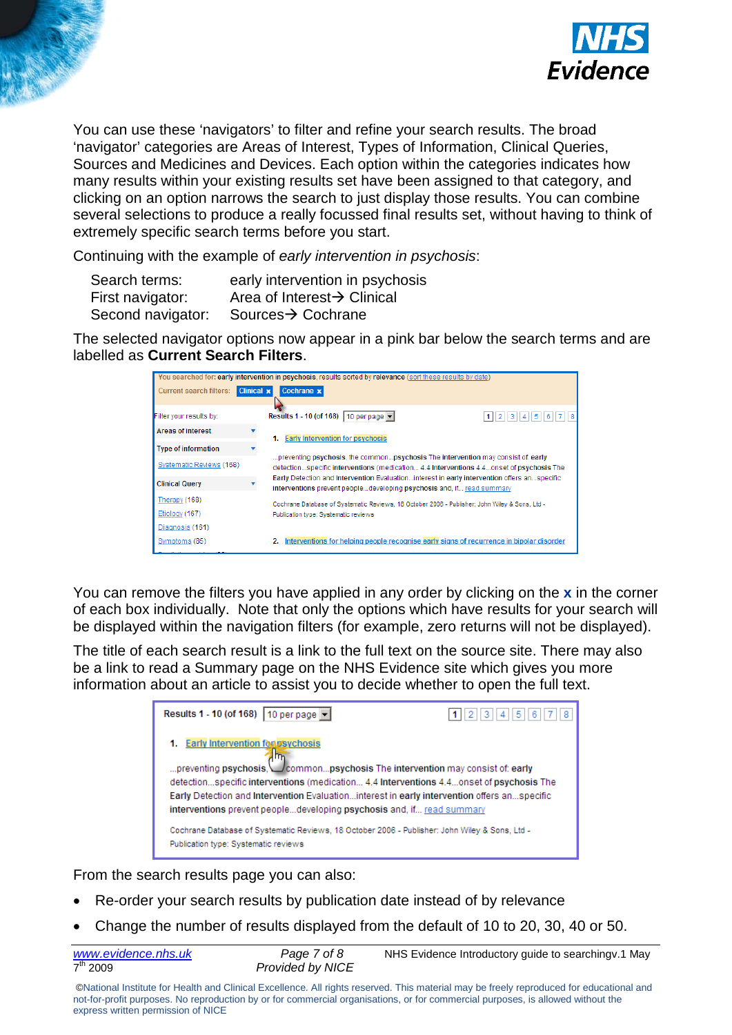You can use these 'navigators' to filter and refine your search results. The broad 'navigator' categories are Areas of Interest, Types of Information, Clinical Queries, Sources and Medicines and Devices. Each option within the categories indicates how many results within your existing results set have been assigned to that category, and clicking on an option narrows the search to just display those results. You can combine several selections to produce a really focussed final results set, without having to think of extremely specific search terms before you start.

Continuing with the example of *early intervention in psychosis*:

| | |
|---|---|
| Search terms: | early intervention in psychosis |
| First navigator: | Area of Interest→ Clinical |
| Second navigator: | Sources→ Cochrane |

The selected navigator options now appear in a pink bar below the search terms and are labelled as **Current Search Filters**.

You can remove the filters you have applied in any order by clicking on the **x** in the corner of each box individually. Note that only the options which have results for your search will be displayed within the navigation filters (for example, zero returns will not be displayed).

The title of each search result is a link to the full text on the source site. There may also be a link to read a Summary page on the NHS Evidence site which gives you more information about an article to assist you to decide whether to open the full text.

From the search results page you can also:

- Re-order your search results by publication date instead of by relevance
- Change the number of results displayed from the default of 10 to 20, 30, 40 or 50.

©National Institute for Health and Clinical Excellence. All rights reserved. This material may be freely reproduced for educational and not-for-profit purposes. No reproduction by or for commercial organisations, or for commercial purposes, is allowed without the express written permission of NICE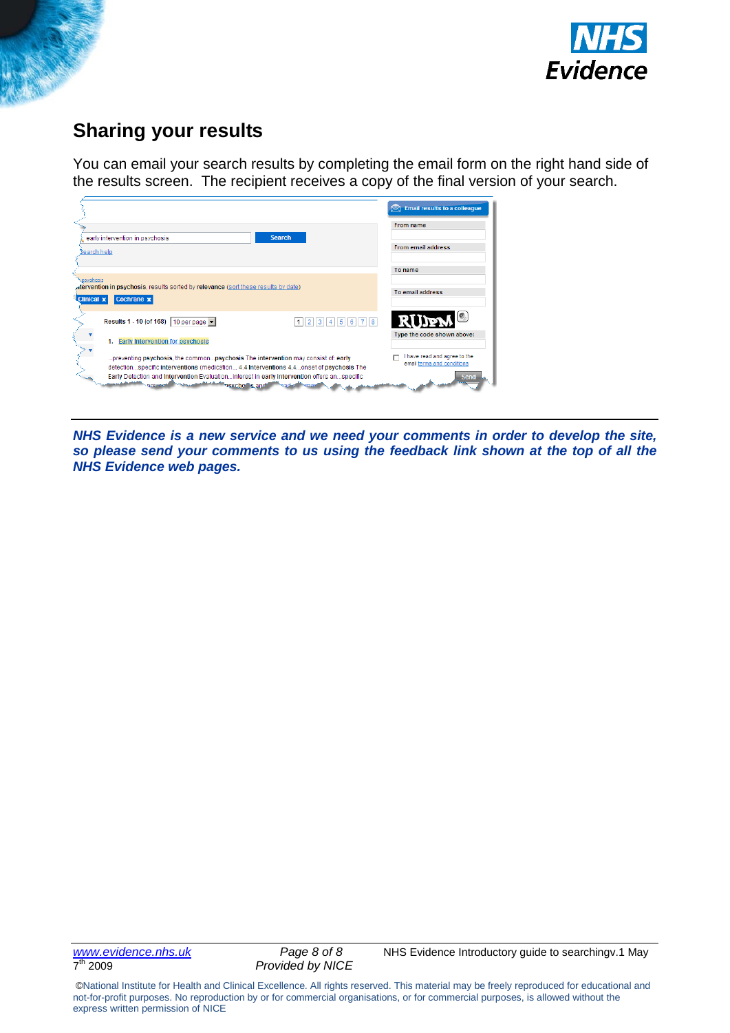## Sharing your results

You can email your search results by completing the email form on the right hand side of the results screen. The recipient receives a copy of the final version of your search.

***NHS Evidence is a new service and we need your comments in order to develop the site, so please send your comments to us using the feedback link shown at the top of all the NHS Evidence web pages.***

©National Institute for Health and Clinical Excellence. All rights reserved. This material may be freely reproduced for educational and not-for-profit purposes. No reproduction by or for commercial organisations, or for commercial purposes, is allowed without the express written permission of NICE